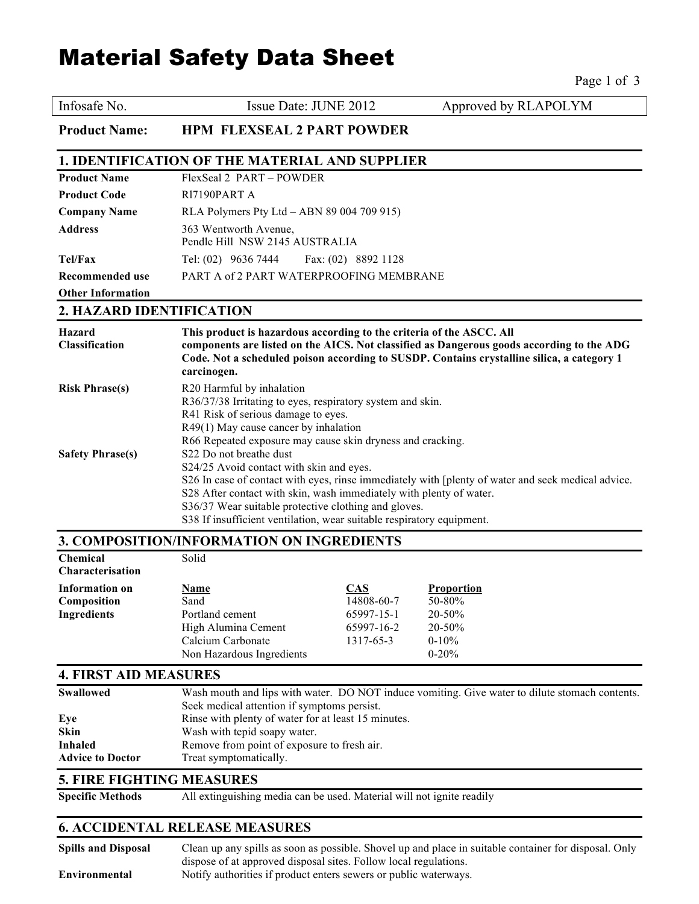# Material Safety Data Sheet

| Infosafe No. | Issue Date: JUNE 2012 | Approved by RLAPOLYM |
|---|---|---|

**Product Name:** **HPM FLEXSEAL 2 PART POWDER**

## 1. IDENTIFICATION OF THE MATERIAL AND SUPPLIER

| | |
|---|---|
| **Product Name** | FlexSeal 2 PART – POWDER |
| **Product Code** | Rl7190PART A |
| **Company Name** | RLA Polymers Pty Ltd – ABN 89 004 709 915) |
| **Address** | 363 Wentworth Avenue, Pendle Hill NSW 2145 AUSTRALIA |
| **Tel/Fax** | Tel: (02) 9636 7444 Fax: (02) 8892 1128 |
| **Recommended use** | PART A of 2 PART WATERPROOFING MEMBRANE |
| **Other Information** | |

## 2. HAZARD IDENTIFICATION

**Hazard Classification**

**This product is hazardous according to the criteria of the ASCC. All components are listed on the AICS. Not classified as Dangerous goods according to the ADG Code. Not a scheduled poison according to SUSDP. Contains crystalline silica, a category 1 carcinogen.**

**Risk Phrase(s)**

R20 Harmful by inhalation
R36/37/38 Irritating to eyes, respiratory system and skin.
R41 Risk of serious damage to eyes.
R49(1) May cause cancer by inhalation
R66 Repeated exposure may cause skin dryness and cracking.

**Safety Phrase(s)**

S22 Do not breathe dust
S24/25 Avoid contact with skin and eyes.
S26 In case of contact with eyes, rinse immediately with [plenty of water and seek medical advice.
S28 After contact with skin, wash immediately with plenty of water.
S36/37 Wear suitable protective clothing and gloves.
S38 If insufficient ventilation, wear suitable respiratory equipment.

## 3. COMPOSITION/INFORMATION ON INGREDIENTS

**Chemical Characterisation:** Solid

**Information on Composition Ingredients**

| Name | CAS | Proportion |
|---|---|---|
| Sand | 14808-60-7 | 50-80% |
| Portland cement | 65997-15-1 | 20-50% |
| High Alumina Cement | 65997-16-2 | 20-50% |
| Calcium Carbonate | 1317-65-3 | 0-10% |
| Non Hazardous Ingredients | | 0-20% |

## 4. FIRST AID MEASURES

| | |
|---|---|
| **Swallowed** | Wash mouth and lips with water. DO NOT induce vomiting. Give water to dilute stomach contents. Seek medical attention if symptoms persist. |
| **Eye** | Rinse with plenty of water for at least 15 minutes. |
| **Skin** | Wash with tepid soapy water. |
| **Inhaled** | Remove from point of exposure to fresh air. |
| **Advice to Doctor** | Treat symptomatically. |

## 5. FIRE FIGHTING MEASURES

| | |
|---|---|
| **Specific Methods** | All extinguishing media can be used. Material will not ignite readily |

## 6. ACCIDENTAL RELEASE MEASURES

| | |
|---|---|
| **Spills and Disposal** | Clean up any spills as soon as possible. Shovel up and place in suitable container for disposal. Only dispose of at approved disposal sites. Follow local regulations. |
| **Environmental** | Notify authorities if product enters sewers or public waterways. |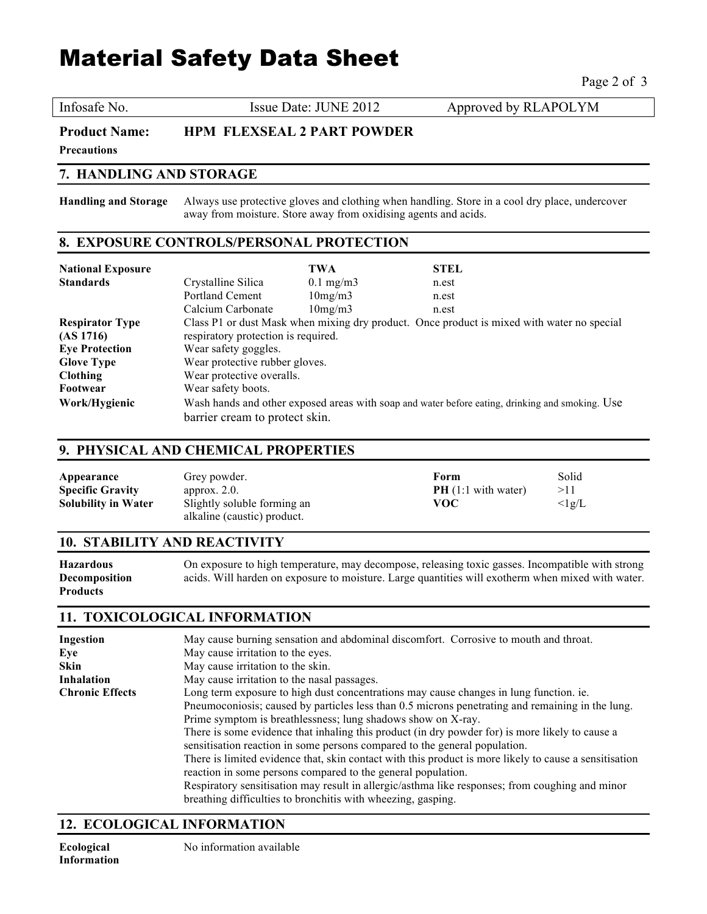# Material Safety Data Sheet

| Infosafe No. | Issue Date: JUNE 2012 | Approved by RLAPOLYM |
|---|---|---|

**Product Name:** **HPM FLEXSEAL 2 PART POWDER**

**Precautions**

## 7. HANDLING AND STORAGE

**Handling and Storage** Always use protective gloves and clothing when handling. Store in a cool dry place, undercover away from moisture. Store away from oxidising agents and acids.

## 8. EXPOSURE CONTROLS/PERSONAL PROTECTION

| **National Exposure Standards** | | **TWA** | **STEL** |
|---|---|---|---|
| | Crystalline Silica | 0.1 mg/m3 | n.est |
| | Portland Cement | 10mg/m3 | n.est |
| | Calcium Carbonate | 10mg/m3 | n.est |

**Respirator Type (AS 1716)** Class P1 or dust Mask when mixing dry product. Once product is mixed with water no special respiratory protection is required.

**Eye Protection** Wear safety goggles.

**Glove Type** Wear protective rubber gloves.

**Clothing** Wear protective overalls.

**Footwear** Wear safety boots.

**Work/Hygienic** Wash hands and other exposed areas with soap and water before eating, drinking and smoking. Use barrier cream to protect skin.

## 9. PHYSICAL AND CHEMICAL PROPERTIES

| | | | |
|---|---|---|---|
| **Appearance** | Grey powder. | **Form** | Solid |
| **Specific Gravity** | approx. 2.0. | **PH** (1:1 with water) | >11 |
| **Solubility in Water** | Slightly soluble forming an alkaline (caustic) product. | **VOC** | <1g/L |

## 10. STABILITY AND REACTIVITY

**Hazardous Decomposition Products** On exposure to high temperature, may decompose, releasing toxic gasses. Incompatible with strong acids. Will harden on exposure to moisture. Large quantities will exotherm when mixed with water.

## 11. TOXICOLOGICAL INFORMATION

**Ingestion** May cause burning sensation and abdominal discomfort. Corrosive to mouth and throat.

**Eye** May cause irritation to the eyes.

**Skin** May cause irritation to the skin.

**Inhalation** May cause irritation to the nasal passages.

**Chronic Effects** Long term exposure to high dust concentrations may cause changes in lung function. ie. Pneumoconiosis; caused by particles less than 0.5 microns penetrating and remaining in the lung. Prime symptom is breathlessness; lung shadows show on X-ray.
There is some evidence that inhaling this product (in dry powder for) is more likely to cause a sensitisation reaction in some persons compared to the general population.
There is limited evidence that, skin contact with this product is more likely to cause a sensitisation reaction in some persons compared to the general population.
Respiratory sensitisation may result in allergic/asthma like responses; from coughing and minor breathing difficulties to bronchitis with wheezing, gasping.

## 12. ECOLOGICAL INFORMATION

**Ecological Information** No information available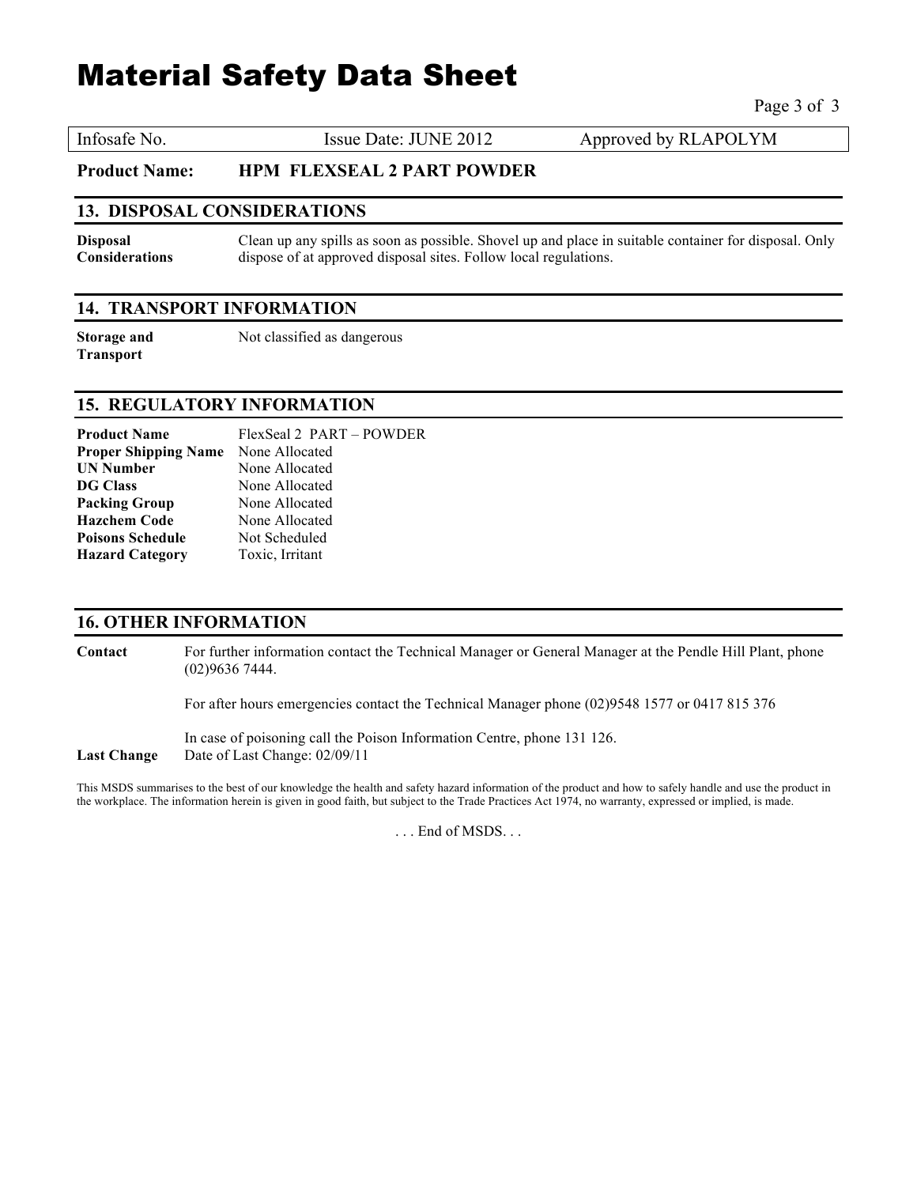# Material Safety Data Sheet

| Infosafe No. | Issue Date: JUNE 2012 | Approved by RLAPOLYM |
| --- | --- | --- |

**Product Name:** **HPM FLEXSEAL 2 PART POWDER**

## 13. DISPOSAL CONSIDERATIONS

| | |
| --- | --- |
| **Disposal Considerations** | Clean up any spills as soon as possible. Shovel up and place in suitable container for disposal. Only dispose of at approved disposal sites. Follow local regulations. |

## 14. TRANSPORT INFORMATION

| | |
| --- | --- |
| **Storage and Transport** | Not classified as dangerous |

## 15. REGULATORY INFORMATION

| | |
| --- | --- |
| **Product Name** | FlexSeal 2 PART – POWDER |
| **Proper Shipping Name** | None Allocated |
| **UN Number** | None Allocated |
| **DG Class** | None Allocated |
| **Packing Group** | None Allocated |
| **Hazchem Code** | None Allocated |
| **Poisons Schedule** | Not Scheduled |
| **Hazard Category** | Toxic, Irritant |

## 16. OTHER INFORMATION

**Contact**

For further information contact the Technical Manager or General Manager at the Pendle Hill Plant, phone (02)9636 7444.

For after hours emergencies contact the Technical Manager phone (02)9548 1577 or 0417 815 376

In case of poisoning call the Poison Information Centre, phone 131 126.

**Last Change** Date of Last Change: 02/09/11

This MSDS summarises to the best of our knowledge the health and safety hazard information of the product and how to safely handle and use the product in the workplace. The information herein is given in good faith, but subject to the Trade Practices Act 1974, no warranty, expressed or implied, is made.

. . . End of MSDS. . .